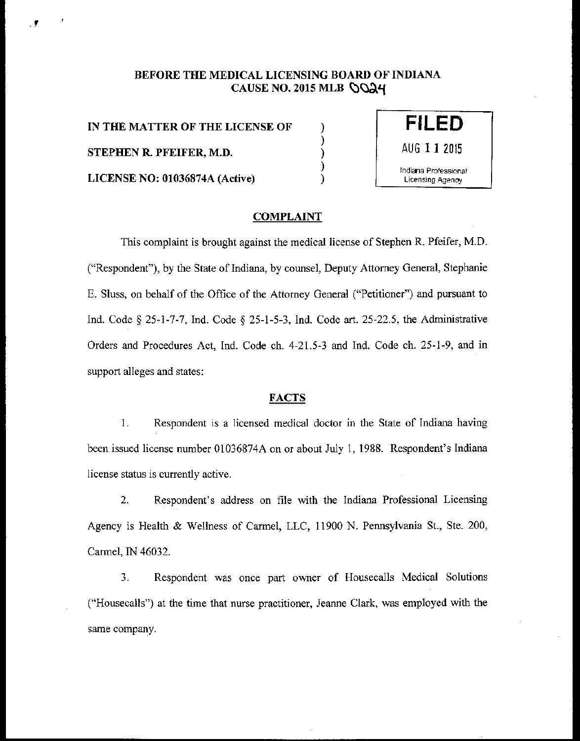**BEFORE THE MEDICAL LICENSING BOARD OF INDIANA**
**CAUSE NO. 2015 MLB 0024**

**IN THE MATTER OF THE LICENSE OF** )
)
**STEPHEN R. PFEIFER, M.D.** )
)
**LICENSE NO: 01036874A (Active)** )

**FILED**
AUG 11 2015
Indiana Professional Licensing Agency

## COMPLAINT

This complaint is brought against the medical license of Stephen R. Pfeifer, M.D. ("Respondent"), by the State of Indiana, by counsel, Deputy Attorney General, Stephanie E. Sluss, on behalf of the Office of the Attorney General ("Petitioner") and pursuant to Ind. Code § 25-1-7-7, Ind. Code § 25-1-5-3, Ind. Code art. 25-22.5, the Administrative Orders and Procedures Act, Ind. Code ch. 4-21.5-3 and Ind. Code ch. 25-1-9, and in support alleges and states:

## FACTS

1. Respondent is a licensed medical doctor in the State of Indiana having been issued license number 01036874A on or about July 1, 1988. Respondent's Indiana license status is currently active.

2. Respondent's address on file with the Indiana Professional Licensing Agency is Health & Wellness of Carmel, LLC, 11900 N. Pennsylvania St., Ste. 200, Carmel, IN 46032.

3. Respondent was once part owner of Housecalls Medical Solutions ("Housecalls") at the time that nurse practitioner, Jeanne Clark, was employed with the same company.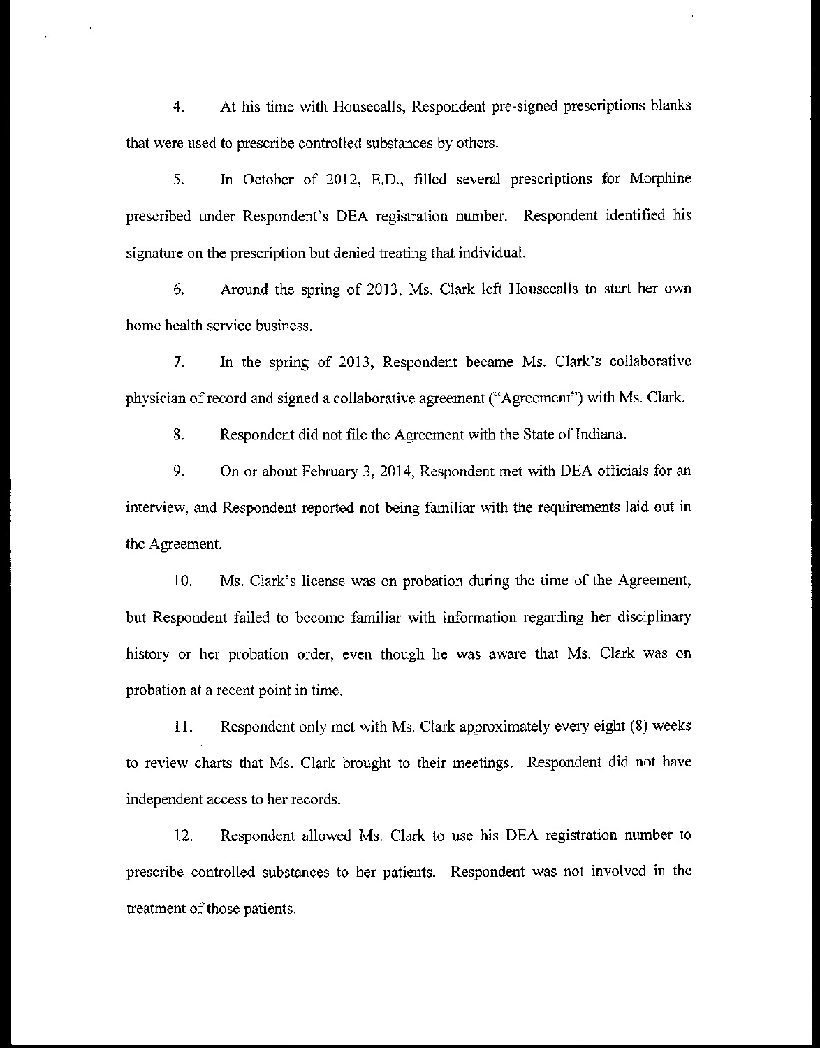4. At his time with Housecalls, Respondent pre-signed prescriptions blanks that were used to prescribe controlled substances by others.

5. In October of 2012, E.D., filled several prescriptions for Morphine prescribed under Respondent's DEA registration number. Respondent identified his signature on the prescription but denied treating that individual.

6. Around the spring of 2013, Ms. Clark left Housecalls to start her own home health service business.

7. In the spring of 2013, Respondent became Ms. Clark's collaborative physician of record and signed a collaborative agreement ("Agreement") with Ms. Clark.

8. Respondent did not file the Agreement with the State of Indiana.

9. On or about February 3, 2014, Respondent met with DEA officials for an interview, and Respondent reported not being familiar with the requirements laid out in the Agreement.

10. Ms. Clark's license was on probation during the time of the Agreement, but Respondent failed to become familiar with information regarding her disciplinary history or her probation order, even though he was aware that Ms. Clark was on probation at a recent point in time.

11. Respondent only met with Ms. Clark approximately every eight (8) weeks to review charts that Ms. Clark brought to their meetings. Respondent did not have independent access to her records.

12. Respondent allowed Ms. Clark to use his DEA registration number to prescribe controlled substances to her patients. Respondent was not involved in the treatment of those patients.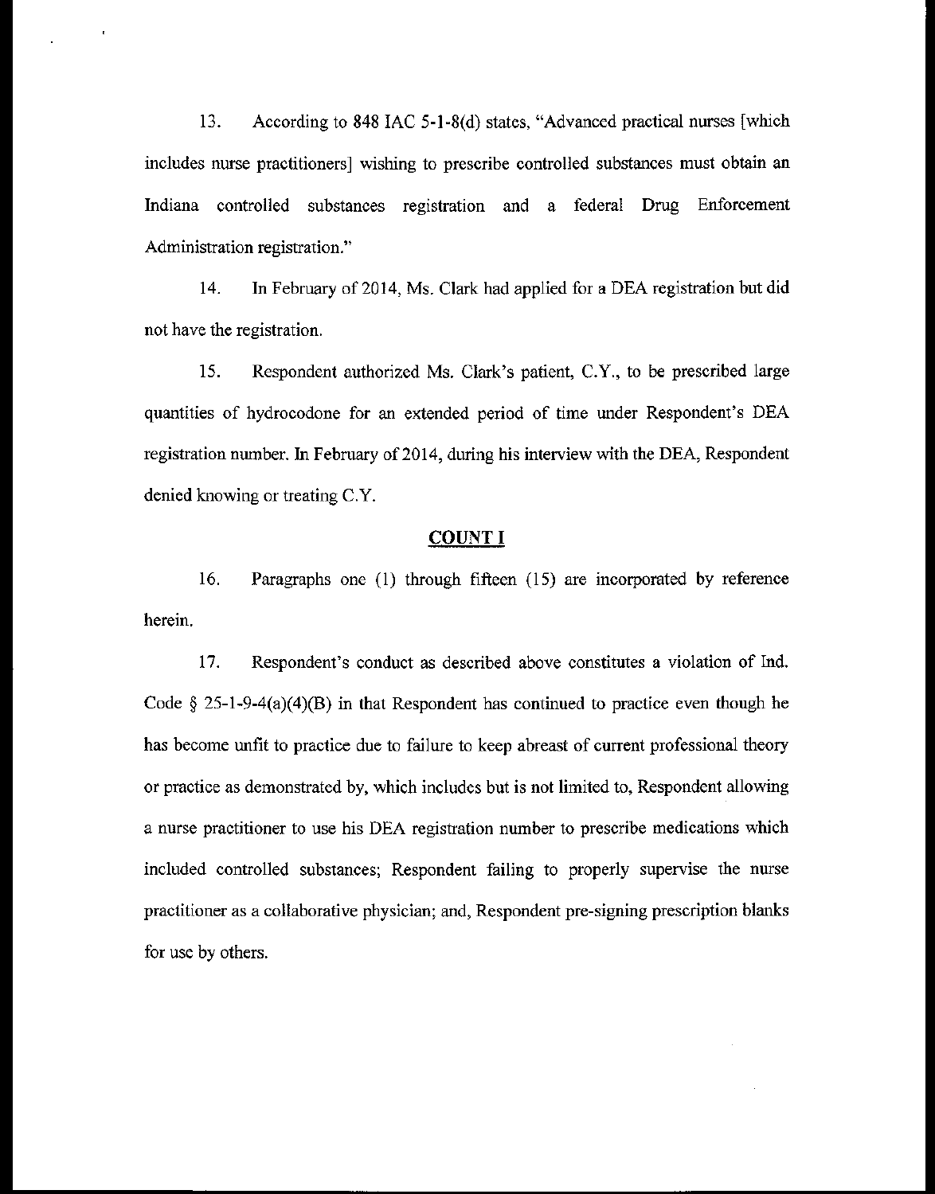13. According to 848 IAC 5-1-8(d) states, "Advanced practical nurses [which includes nurse practitioners] wishing to prescribe controlled substances must obtain an Indiana controlled substances registration and a federal Drug Enforcement Administration registration."

14. In February of 2014, Ms. Clark had applied for a DEA registration but did not have the registration.

15. Respondent authorized Ms. Clark's patient, C.Y., to be prescribed large quantities of hydrocodone for an extended period of time under Respondent's DEA registration number. In February of 2014, during his interview with the DEA, Respondent denied knowing or treating C.Y.

## COUNT I

16. Paragraphs one (1) through fifteen (15) are incorporated by reference herein.

17. Respondent's conduct as described above constitutes a violation of Ind. Code § 25-1-9-4(a)(4)(B) in that Respondent has continued to practice even though he has become unfit to practice due to failure to keep abreast of current professional theory or practice as demonstrated by, which includes but is not limited to, Respondent allowing a nurse practitioner to use his DEA registration number to prescribe medications which included controlled substances; Respondent failing to properly supervise the nurse practitioner as a collaborative physician; and, Respondent pre-signing prescription blanks for use by others.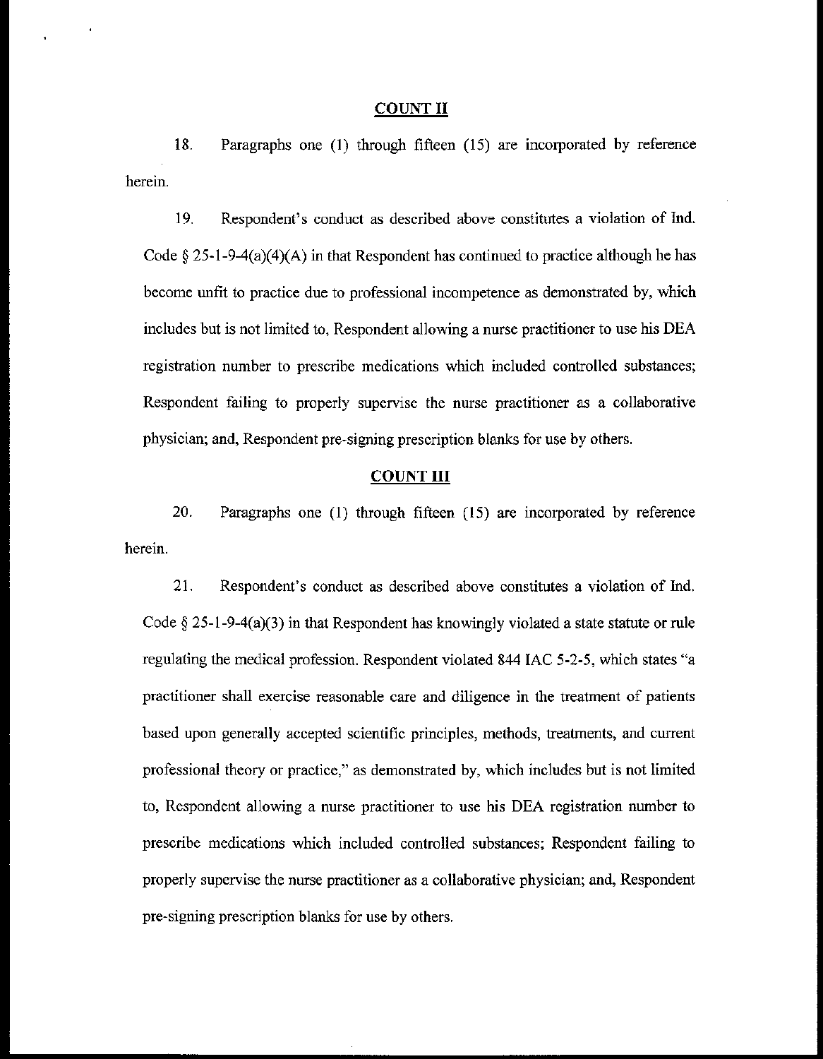**COUNT II**

18. Paragraphs one (1) through fifteen (15) are incorporated by reference herein.

19. Respondent's conduct as described above constitutes a violation of Ind. Code § 25-1-9-4(a)(4)(A) in that Respondent has continued to practice although he has become unfit to practice due to professional incompetence as demonstrated by, which includes but is not limited to, Respondent allowing a nurse practitioner to use his DEA registration number to prescribe medications which included controlled substances; Respondent failing to properly supervise the nurse practitioner as a collaborative physician; and, Respondent pre-signing prescription blanks for use by others.

**COUNT III**

20. Paragraphs one (1) through fifteen (15) are incorporated by reference herein.

21. Respondent's conduct as described above constitutes a violation of Ind. Code § 25-1-9-4(a)(3) in that Respondent has knowingly violated a state statute or rule regulating the medical profession. Respondent violated 844 IAC 5-2-5, which states "a practitioner shall exercise reasonable care and diligence in the treatment of patients based upon generally accepted scientific principles, methods, treatments, and current professional theory or practice," as demonstrated by, which includes but is not limited to, Respondent allowing a nurse practitioner to use his DEA registration number to prescribe medications which included controlled substances; Respondent failing to properly supervise the nurse practitioner as a collaborative physician; and, Respondent pre-signing prescription blanks for use by others.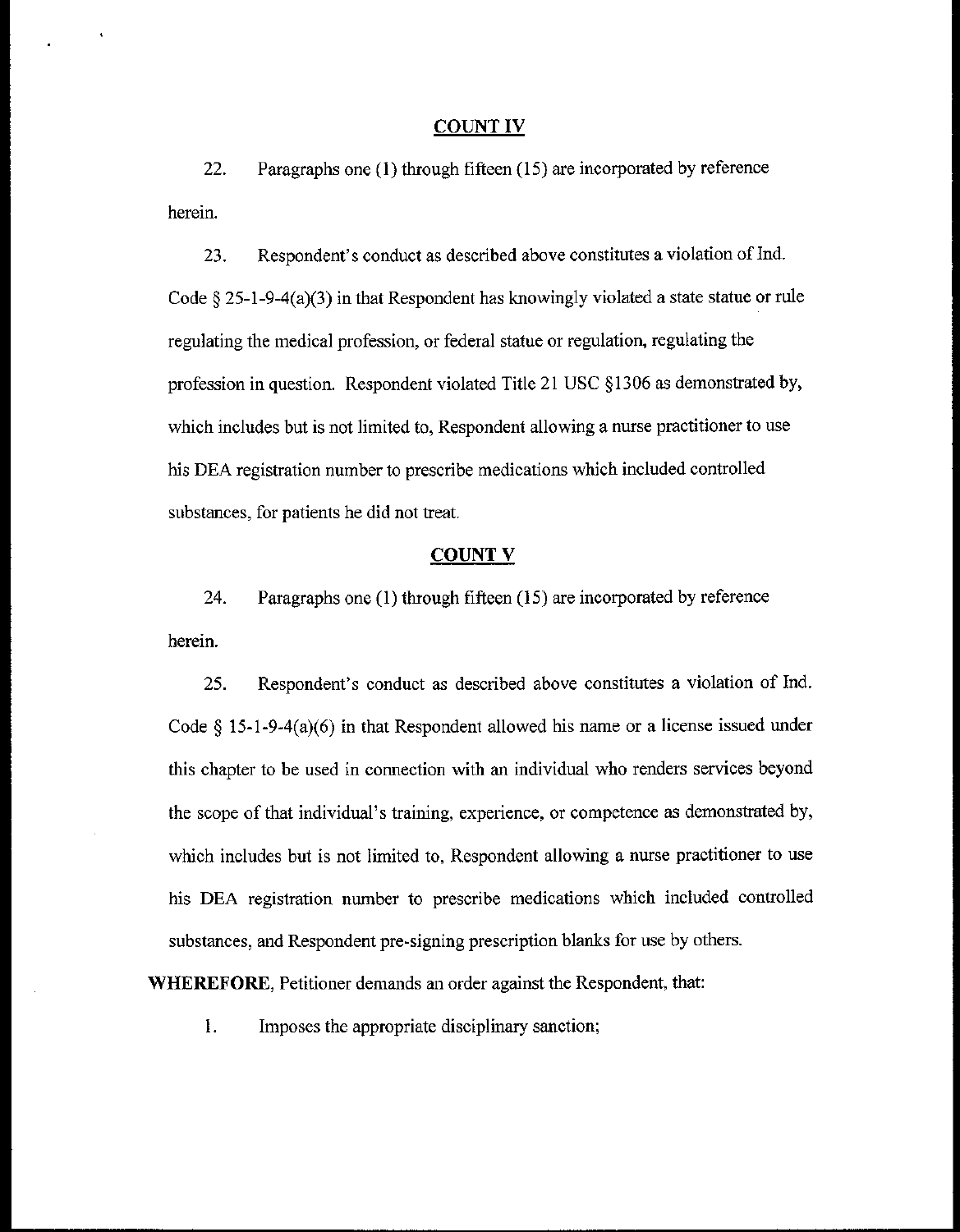## COUNT IV

22. Paragraphs one (1) through fifteen (15) are incorporated by reference herein.

23. Respondent's conduct as described above constitutes a violation of Ind. Code § 25-1-9-4(a)(3) in that Respondent has knowingly violated a state statue or rule regulating the medical profession, or federal statue or regulation, regulating the profession in question. Respondent violated Title 21 USC §1306 as demonstrated by, which includes but is not limited to, Respondent allowing a nurse practitioner to use his DEA registration number to prescribe medications which included controlled substances, for patients he did not treat.

## COUNT V

24. Paragraphs one (1) through fifteen (15) are incorporated by reference herein.

25. Respondent's conduct as described above constitutes a violation of Ind. Code § 15-1-9-4(a)(6) in that Respondent allowed his name or a license issued under this chapter to be used in connection with an individual who renders services beyond the scope of that individual's training, experience, or competence as demonstrated by, which includes but is not limited to, Respondent allowing a nurse practitioner to use his DEA registration number to prescribe medications which included controlled substances, and Respondent pre-signing prescription blanks for use by others.

**WHEREFORE**, Petitioner demands an order against the Respondent, that:

1. Imposes the appropriate disciplinary sanction;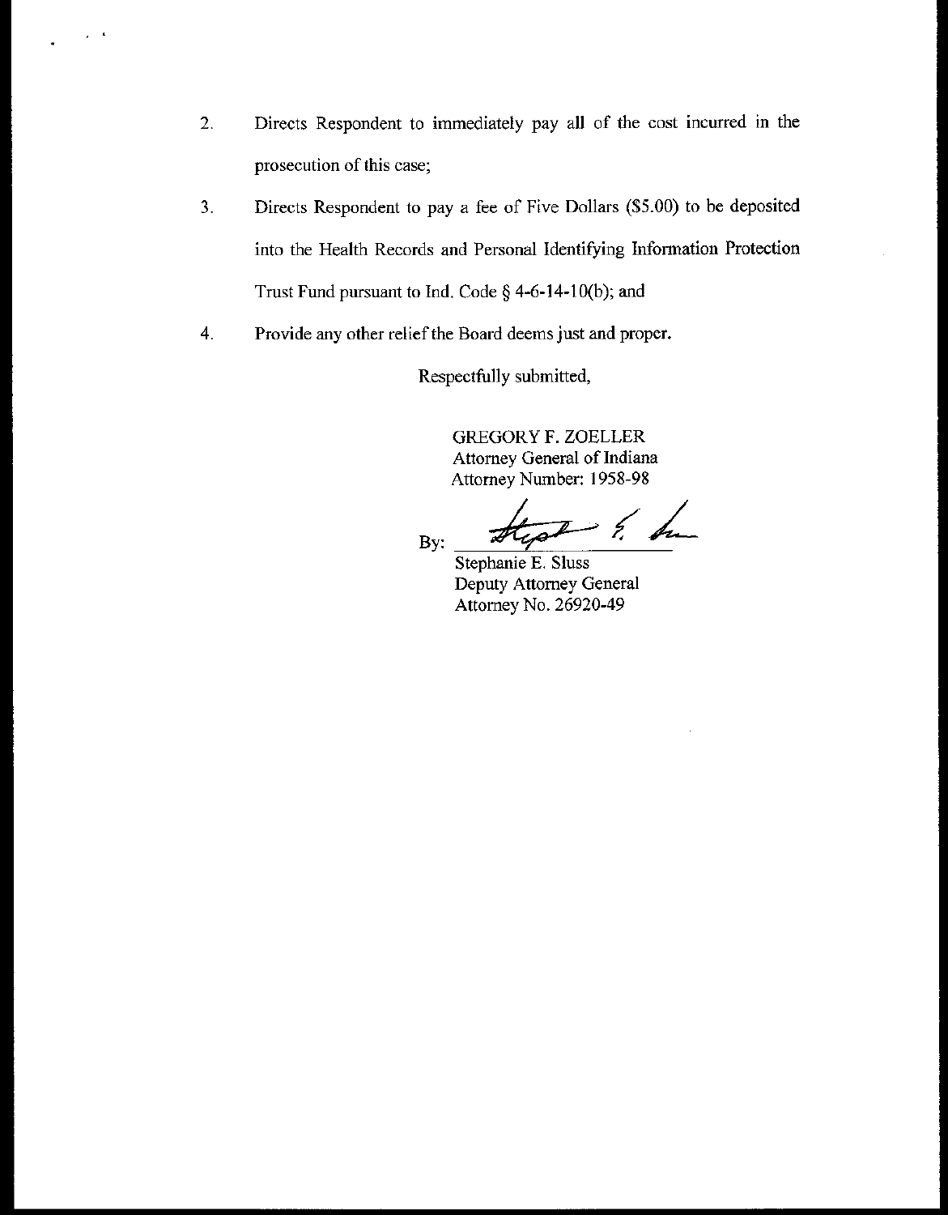2. Directs Respondent to immediately pay all of the cost incurred in the prosecution of this case;

3. Directs Respondent to pay a fee of Five Dollars ($5.00) to be deposited into the Health Records and Personal Identifying Information Protection Trust Fund pursuant to Ind. Code § 4-6-14-10(b); and

4. Provide any other relief the Board deems just and proper.

Respectfully submitted,

GREGORY F. ZOELLER
Attorney General of Indiana
Attorney Number: 1958-98

By: ______________________

Stephanie E. Sluss
Deputy Attorney General
Attorney No. 26920-49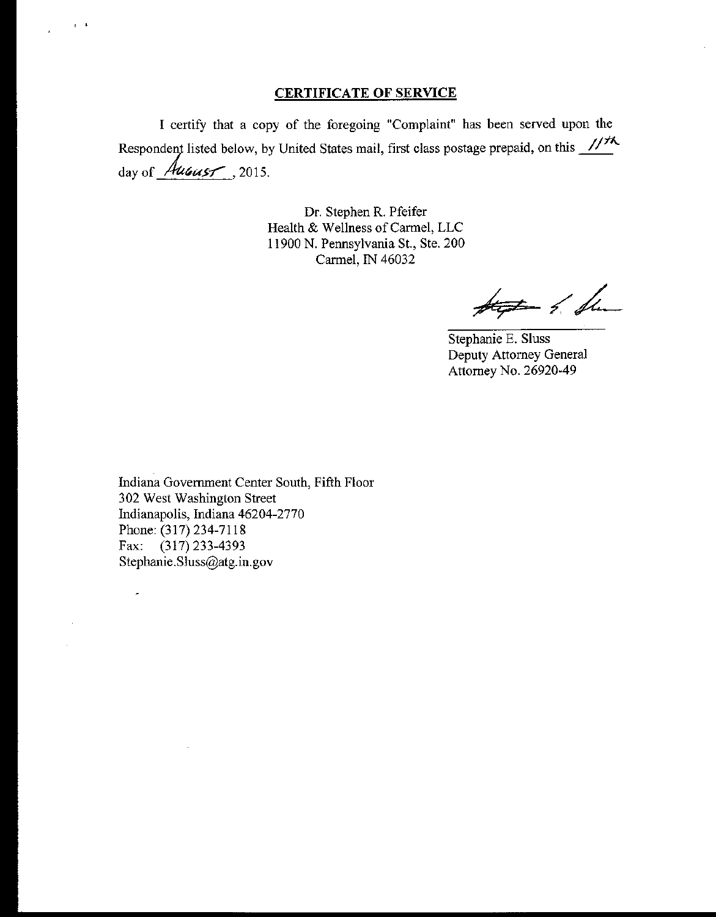## CERTIFICATE OF SERVICE

I certify that a copy of the foregoing "Complaint" has been served upon the Respondent listed below, by United States mail, first class postage prepaid, on this 11th day of August, 2015.

Dr. Stephen R. Pfeifer
Health & Wellness of Carmel, LLC
11900 N. Pennsylvania St., Ste. 200
Carmel, IN 46032

Stephanie E. Sluss
Deputy Attorney General
Attorney No. 26920-49

Indiana Government Center South, Fifth Floor
302 West Washington Street
Indianapolis, Indiana 46204-2770
Phone: (317) 234-7118
Fax: (317) 233-4393
Stephanie.Sluss@atg.in.gov